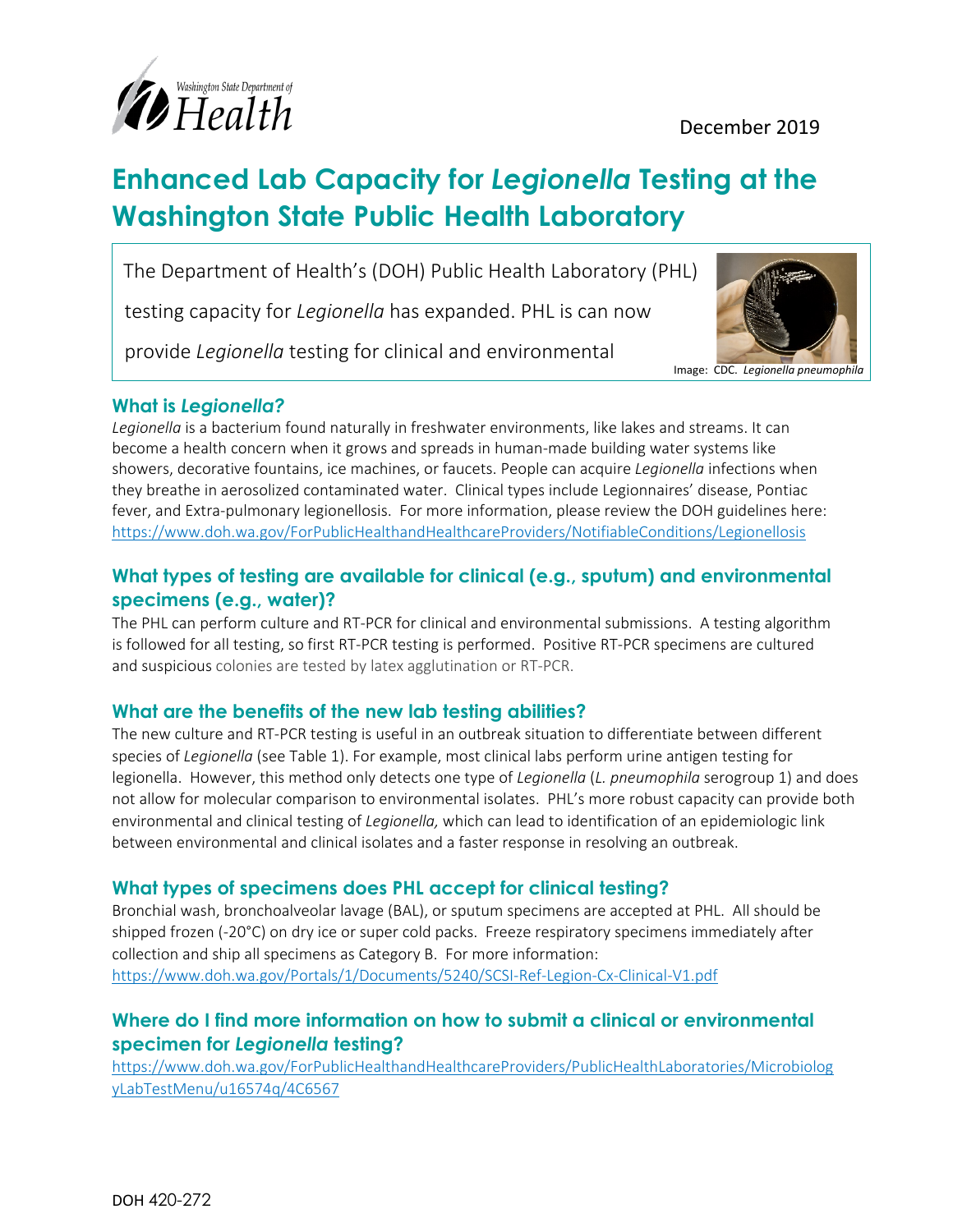December 2019

# Enhanced Lab Capacity for *Legionella* Testing at the Washington State Public Health Laboratory

The Department of Health's (DOH) Public Health Laboratory (PHL) testing capacity for *Legionella* has expanded. PHL is can now provide *Legionella* testing for clinical and environmental

Image: CDC. *Legionella pneumophila*

## What is *Legionella?*

*Legionella* is a bacterium found naturally in freshwater environments, like lakes and streams. It can become a health concern when it grows and spreads in human-made building water systems like showers, decorative fountains, ice machines, or faucets. People can acquire *Legionella* infections when they breathe in aerosolized contaminated water. Clinical types include Legionnaires' disease, Pontiac fever, and Extra-pulmonary legionellosis. For more information, please review the DOH guidelines here: https://www.doh.wa.gov/ForPublicHealthandHealthcareProviders/NotifiableConditions/Legionellosis

## What types of testing are available for clinical (e.g., sputum) and environmental specimens (e.g., water)?

The PHL can perform culture and RT-PCR for clinical and environmental submissions. A testing algorithm is followed for all testing, so first RT-PCR testing is performed. Positive RT-PCR specimens are cultured and suspicious colonies are tested by latex agglutination or RT-PCR.

## What are the benefits of the new lab testing abilities?

The new culture and RT-PCR testing is useful in an outbreak situation to differentiate between different species of *Legionella* (see Table 1). For example, most clinical labs perform urine antigen testing for legionella. However, this method only detects one type of *Legionella* (*L. pneumophila* serogroup 1) and does not allow for molecular comparison to environmental isolates. PHL's more robust capacity can provide both environmental and clinical testing of *Legionella,* which can lead to identification of an epidemiologic link between environmental and clinical isolates and a faster response in resolving an outbreak.

## What types of specimens does PHL accept for clinical testing?

Bronchial wash, bronchoalveolar lavage (BAL), or sputum specimens are accepted at PHL. All should be shipped frozen (-20°C) on dry ice or super cold packs. Freeze respiratory specimens immediately after collection and ship all specimens as Category B. For more information: https://www.doh.wa.gov/Portals/1/Documents/5240/SCSI-Ref-Legion-Cx-Clinical-V1.pdf

## Where do I find more information on how to submit a clinical or environmental specimen for *Legionella* testing?

https://www.doh.wa.gov/ForPublicHealthandHealthcareProviders/PublicHealthLaboratories/MicrobiologyLabTestMenu/u16574q/4C6567

DOH 420-272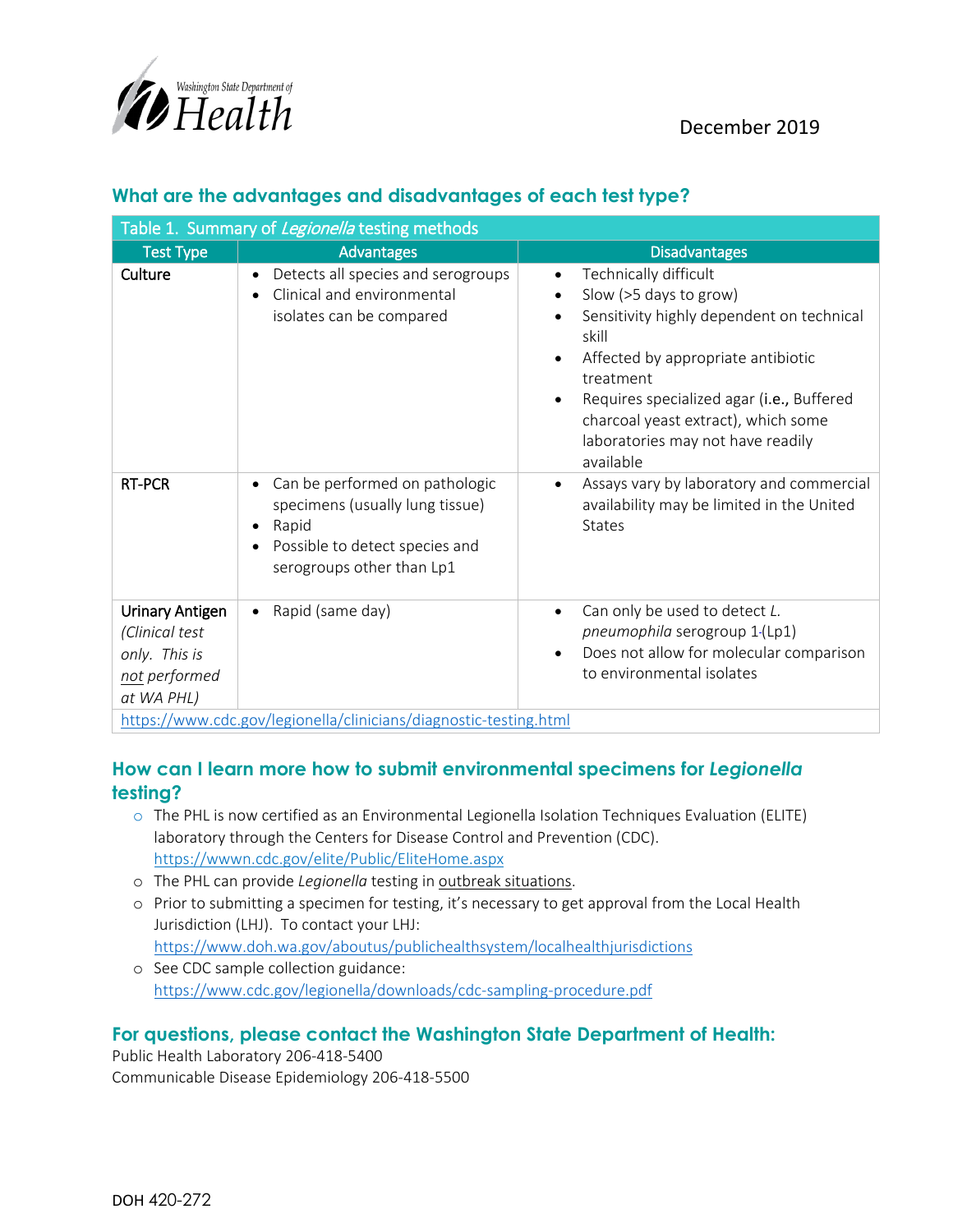December 2019

## What are the advantages and disadvantages of each test type?

Table 1. Summary of *Legionella* testing methods

| Test Type | Advantages | Disadvantages |
|---|---|---|
| Culture | • Detects all species and serogroups<br>• Clinical and environmental isolates can be compared | • Technically difficult<br>• Slow (>5 days to grow)<br>• Sensitivity highly dependent on technical skill<br>• Affected by appropriate antibiotic treatment<br>• Requires specialized agar (**i.e.,** Buffered charcoal yeast extract), which some laboratories may not have readily available |
| RT-PCR | • Can be performed on pathologic specimens (usually lung tissue)<br>• Rapid<br>• Possible to detect species and serogroups other than Lp1 | • Assays vary by laboratory and commercial availability may be limited in the United States |
| Urinary Antigen *(Clinical test only. This is not performed at WA PHL)* | • Rapid (same day) | • Can only be used to detect *L. pneumophila* serogroup 1 (Lp1)<br>• Does not allow for molecular comparison to environmental isolates |
| https://www.cdc.gov/legionella/clinicians/diagnostic-testing.html | | |

## How can I learn more how to submit environmental specimens for *Legionella* testing?

- The PHL is now certified as an Environmental Legionella Isolation Techniques Evaluation (ELITE) laboratory through the Centers for Disease Control and Prevention (CDC). https://wwwn.cdc.gov/elite/Public/EliteHome.aspx
- The PHL can provide *Legionella* testing in outbreak situations.
- Prior to submitting a specimen for testing, it's necessary to get approval from the Local Health Jurisdiction (LHJ). To contact your LHJ: https://www.doh.wa.gov/aboutus/publichealthsystem/localhealthjurisdictions
- See CDC sample collection guidance: https://www.cdc.gov/legionella/downloads/cdc-sampling-procedure.pdf

## For questions, please contact the Washington State Department of Health:

Public Health Laboratory 206-418-5400
Communicable Disease Epidemiology 206-418-5500

DOH 420-272